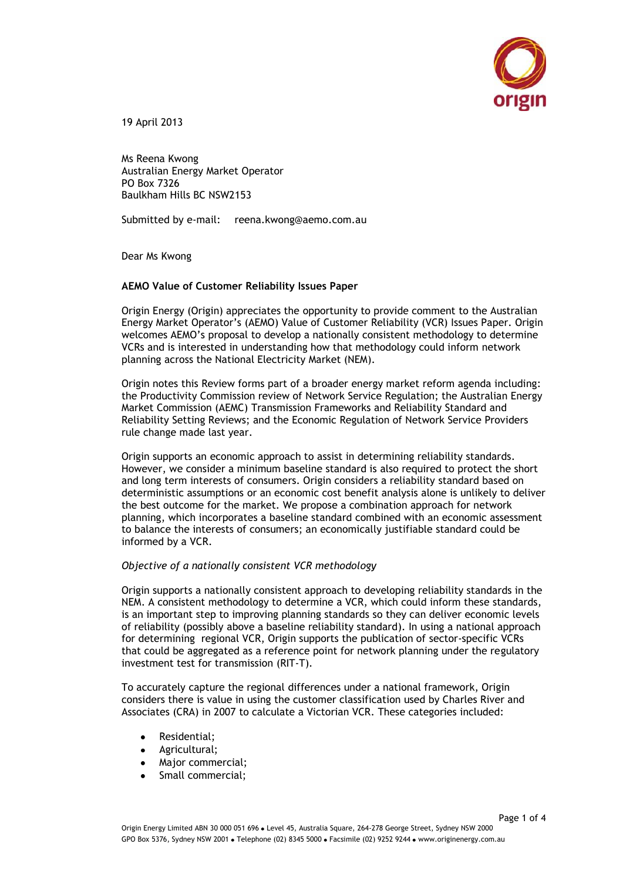19 April 2013

Ms Reena Kwong
Australian Energy Market Operator
PO Box 7326
Baulkham Hills BC NSW2153

Submitted by e-mail: reena.kwong@aemo.com.au

Dear Ms Kwong

**AEMO Value of Customer Reliability Issues Paper**

Origin Energy (Origin) appreciates the opportunity to provide comment to the Australian Energy Market Operator's (AEMO) Value of Customer Reliability (VCR) Issues Paper. Origin welcomes AEMO's proposal to develop a nationally consistent methodology to determine VCRs and is interested in understanding how that methodology could inform network planning across the National Electricity Market (NEM).

Origin notes this Review forms part of a broader energy market reform agenda including: the Productivity Commission review of Network Service Regulation; the Australian Energy Market Commission (AEMC) Transmission Frameworks and Reliability Standard and Reliability Setting Reviews; and the Economic Regulation of Network Service Providers rule change made last year.

Origin supports an economic approach to assist in determining reliability standards. However, we consider a minimum baseline standard is also required to protect the short and long term interests of consumers. Origin considers a reliability standard based on deterministic assumptions or an economic cost benefit analysis alone is unlikely to deliver the best outcome for the market. We propose a combination approach for network planning, which incorporates a baseline standard combined with an economic assessment to balance the interests of consumers; an economically justifiable standard could be informed by a VCR.

*Objective of a nationally consistent VCR methodology*

Origin supports a nationally consistent approach to developing reliability standards in the NEM. A consistent methodology to determine a VCR, which could inform these standards, is an important step to improving planning standards so they can deliver economic levels of reliability (possibly above a baseline reliability standard). In using a national approach for determining regional VCR, Origin supports the publication of sector-specific VCRs that could be aggregated as a reference point for network planning under the regulatory investment test for transmission (RIT-T).

To accurately capture the regional differences under a national framework, Origin considers there is value in using the customer classification used by Charles River and Associates (CRA) in 2007 to calculate a Victorian VCR. These categories included:

- Residential;
- Agricultural;
- Major commercial;
- Small commercial;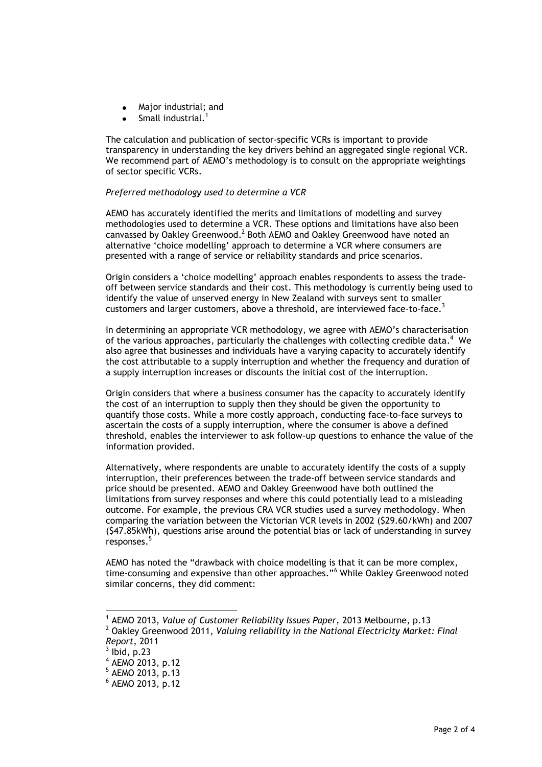- Major industrial; and
- Small industrial.[1]

The calculation and publication of sector-specific VCRs is important to provide transparency in understanding the key drivers behind an aggregated single regional VCR. We recommend part of AEMO's methodology is to consult on the appropriate weightings of sector specific VCRs.

*Preferred methodology used to determine a VCR*

AEMO has accurately identified the merits and limitations of modelling and survey methodologies used to determine a VCR. These options and limitations have also been canvassed by Oakley Greenwood.[2] Both AEMO and Oakley Greenwood have noted an alternative 'choice modelling' approach to determine a VCR where consumers are presented with a range of service or reliability standards and price scenarios.

Origin considers a 'choice modelling' approach enables respondents to assess the trade-off between service standards and their cost. This methodology is currently being used to identify the value of unserved energy in New Zealand with surveys sent to smaller customers and larger customers, above a threshold, are interviewed face-to-face.[3]

In determining an appropriate VCR methodology, we agree with AEMO's characterisation of the various approaches, particularly the challenges with collecting credible data.[4] We also agree that businesses and individuals have a varying capacity to accurately identify the cost attributable to a supply interruption and whether the frequency and duration of a supply interruption increases or discounts the initial cost of the interruption.

Origin considers that where a business consumer has the capacity to accurately identify the cost of an interruption to supply then they should be given the opportunity to quantify those costs. While a more costly approach, conducting face-to-face surveys to ascertain the costs of a supply interruption, where the consumer is above a defined threshold, enables the interviewer to ask follow-up questions to enhance the value of the information provided.

Alternatively, where respondents are unable to accurately identify the costs of a supply interruption, their preferences between the trade-off between service standards and price should be presented. AEMO and Oakley Greenwood have both outlined the limitations from survey responses and where this could potentially lead to a misleading outcome. For example, the previous CRA VCR studies used a survey methodology. When comparing the variation between the Victorian VCR levels in 2002 ($29.60/kWh) and 2007 ($47.85kWh), questions arise around the potential bias or lack of understanding in survey responses.[5]

AEMO has noted the "drawback with choice modelling is that it can be more complex, time-consuming and expensive than other approaches."[6] While Oakley Greenwood noted similar concerns, they did comment:

---

[1] AEMO 2013, *Value of Customer Reliability Issues Paper*, 2013 Melbourne, p.13
[2] Oakley Greenwood 2011, *Valuing reliability in the National Electricity Market: Final Report*, 2011
[3] Ibid, p.23
[4] AEMO 2013, p.12
[5] AEMO 2013, p.13
[6] AEMO 2013, p.12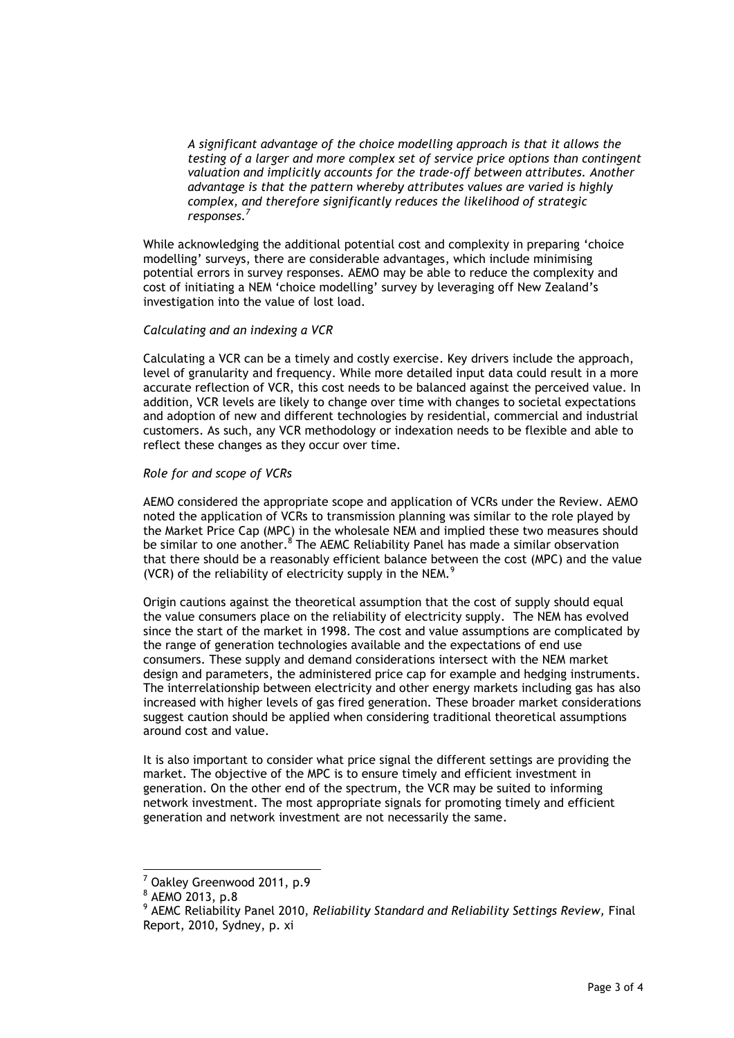> *A significant advantage of the choice modelling approach is that it allows the testing of a larger and more complex set of service price options than contingent valuation and implicitly accounts for the trade-off between attributes. Another advantage is that the pattern whereby attributes values are varied is highly complex, and therefore significantly reduces the likelihood of strategic responses.*[7]

While acknowledging the additional potential cost and complexity in preparing 'choice modelling' surveys, there are considerable advantages, which include minimising potential errors in survey responses. AEMO may be able to reduce the complexity and cost of initiating a NEM 'choice modelling' survey by leveraging off New Zealand's investigation into the value of lost load.

*Calculating and an indexing a VCR*

Calculating a VCR can be a timely and costly exercise. Key drivers include the approach, level of granularity and frequency. While more detailed input data could result in a more accurate reflection of VCR, this cost needs to be balanced against the perceived value. In addition, VCR levels are likely to change over time with changes to societal expectations and adoption of new and different technologies by residential, commercial and industrial customers. As such, any VCR methodology or indexation needs to be flexible and able to reflect these changes as they occur over time.

*Role for and scope of VCRs*

AEMO considered the appropriate scope and application of VCRs under the Review. AEMO noted the application of VCRs to transmission planning was similar to the role played by the Market Price Cap (MPC) in the wholesale NEM and implied these two measures should be similar to one another.[8] The AEMC Reliability Panel has made a similar observation that there should be a reasonably efficient balance between the cost (MPC) and the value (VCR) of the reliability of electricity supply in the NEM.[9]

Origin cautions against the theoretical assumption that the cost of supply should equal the value consumers place on the reliability of electricity supply. The NEM has evolved since the start of the market in 1998. The cost and value assumptions are complicated by the range of generation technologies available and the expectations of end use consumers. These supply and demand considerations intersect with the NEM market design and parameters, the administered price cap for example and hedging instruments. The interrelationship between electricity and other energy markets including gas has also increased with higher levels of gas fired generation. These broader market considerations suggest caution should be applied when considering traditional theoretical assumptions around cost and value.

It is also important to consider what price signal the different settings are providing the market. The objective of the MPC is to ensure timely and efficient investment in generation. On the other end of the spectrum, the VCR may be suited to informing network investment. The most appropriate signals for promoting timely and efficient generation and network investment are not necessarily the same.

---

[7] Oakley Greenwood 2011, p.9

[8] AEMO 2013, p.8

[9] AEMC Reliability Panel 2010, *Reliability Standard and Reliability Settings Review,* Final Report, 2010, Sydney, p. xi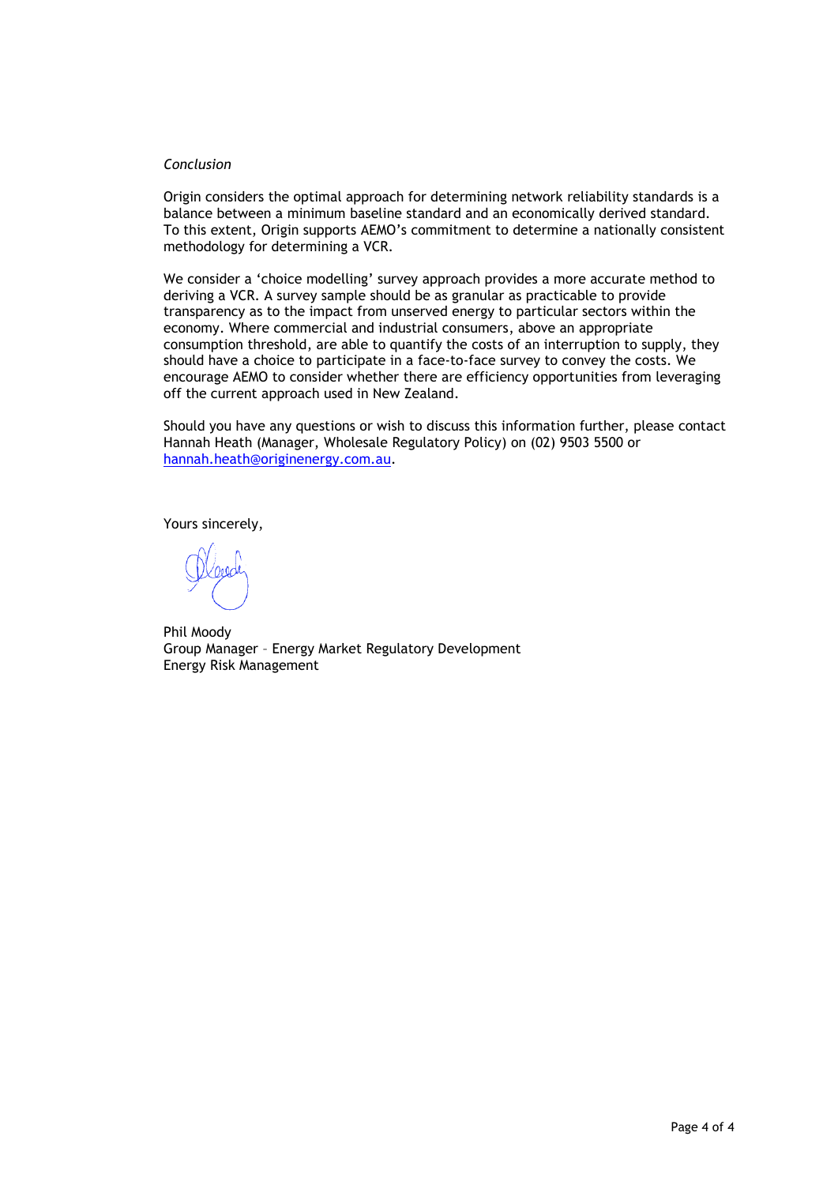*Conclusion*

Origin considers the optimal approach for determining network reliability standards is a balance between a minimum baseline standard and an economically derived standard. To this extent, Origin supports AEMO's commitment to determine a nationally consistent methodology for determining a VCR.

We consider a 'choice modelling' survey approach provides a more accurate method to deriving a VCR. A survey sample should be as granular as practicable to provide transparency as to the impact from unserved energy to particular sectors within the economy. Where commercial and industrial consumers, above an appropriate consumption threshold, are able to quantify the costs of an interruption to supply, they should have a choice to participate in a face-to-face survey to convey the costs. We encourage AEMO to consider whether there are efficiency opportunities from leveraging off the current approach used in New Zealand.

Should you have any questions or wish to discuss this information further, please contact Hannah Heath (Manager, Wholesale Regulatory Policy) on (02) 9503 5500 or hannah.heath@originenergy.com.au.

Yours sincerely,

Phil Moody
Group Manager – Energy Market Regulatory Development
Energy Risk Management